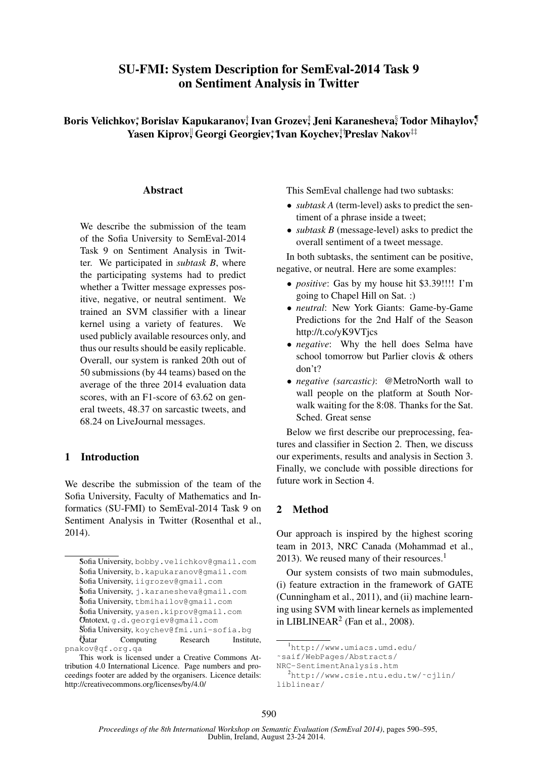# SU-FMI: System Description for SemEval-2014 Task 9 on Sentiment Analysis in Twitter

**Boris Velichkov[*], Borislav Kapukaranov[†], Ivan Grozev[‡], Jeni Karanesheva[§], Todor Mihaylov[¶], Yasen Kiprov[‖], Georgi Georgiev[**], Ivan Koychev[††], Preslav Nakov[‡‡]**

## Abstract

We describe the submission of the team of the Sofia University to SemEval-2014 Task 9 on Sentiment Analysis in Twitter. We participated in *subtask B*, where the participating systems had to predict whether a Twitter message expresses positive, negative, or neutral sentiment. We trained an SVM classifier with a linear kernel using a variety of features. We used publicly available resources only, and thus our results should be easily replicable. Overall, our system is ranked 20th out of 50 submissions (by 44 teams) based on the average of the three 2014 evaluation data scores, with an F1-score of 63.62 on general tweets, 48.37 on sarcastic tweets, and 68.24 on LiveJournal messages.

## 1 Introduction

We describe the submission of the team of the Sofia University, Faculty of Mathematics and Informatics (SU-FMI) to SemEval-2014 Task 9 on Sentiment Analysis in Twitter (Rosenthal et al., 2014).

This SemEval challenge had two subtasks:

- *subtask A* (term-level) asks to predict the sentiment of a phrase inside a tweet;
- *subtask B* (message-level) asks to predict the overall sentiment of a tweet message.

In both subtasks, the sentiment can be positive, negative, or neutral. Here are some examples:

- *positive*: Gas by my house hit $3.39!!!! I'm going to Chapel Hill on Sat. :)
- *neutral*: New York Giants: Game-by-Game Predictions for the 2nd Half of the Season http://t.co/yK9VTjcs
- *negative*: Why the hell does Selma have school tomorrow but Parlier clovis & others don't?
- *negative (sarcastic)*: @MetroNorth wall to wall people on the platform at South Norwalk waiting for the 8:08. Thanks for the Sat. Sched. Great sense

Below we first describe our preprocessing, features and classifier in Section 2. Then, we discuss our experiments, results and analysis in Section 3. Finally, we conclude with possible directions for future work in Section 4.

## 2 Method

Our approach is inspired by the highest scoring team in 2013, NRC Canada (Mohammad et al., 2013). We reused many of their resources.[1]

Our system consists of two main submodules, (i) feature extraction in the framework of GATE (Cunningham et al., 2011), and (ii) machine learning using SVM with linear kernels as implemented in LIBLINEAR[2] (Fan et al., 2008).

---

[*] Sofia University, bobby.velichkov@gmail.com
[†] Sofia University, b.kapukaranov@gmail.com
[‡] Sofia University, iigrozev@gmail.com
[§] Sofia University, j.karanesheva@gmail.com
[¶] Sofia University, tbmihailov@gmail.com
[‖] Sofia University, yasen.kiprov@gmail.com
[**] Ontotext, g.d.georgiev@gmail.com
[††] Sofia University, koychev@fmi.uni-sofia.bg
[‡‡] Qatar Computing Research Institute, pnakov@qf.org.qa

This work is licensed under a Creative Commons Attribution 4.0 International Licence. Page numbers and proceedings footer are added by the organisers. Licence details: http://creativecommons.org/licenses/by/4.0/

[1] http://www.umiacs.umd.edu/~saif/WebPages/Abstracts/NRC-SentimentAnalysis.htm

[2] http://www.csie.ntu.edu.tw/~cjlin/liblinear/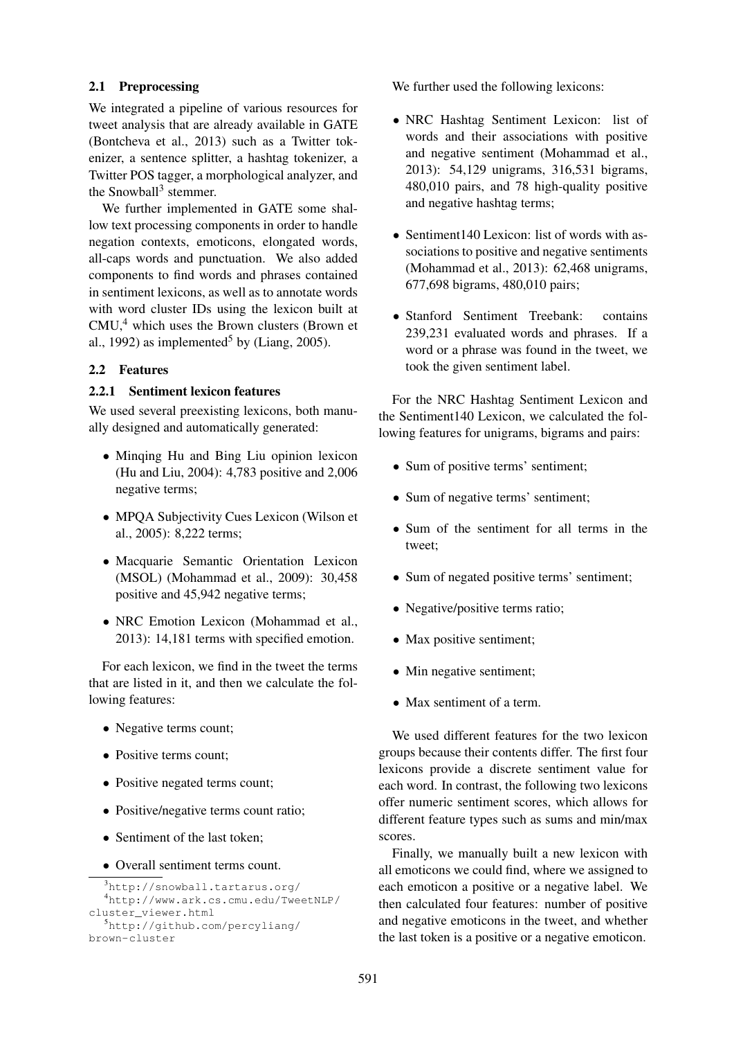### 2.1 Preprocessing

We integrated a pipeline of various resources for tweet analysis that are already available in GATE (Bontcheva et al., 2013) such as a Twitter tokenizer, a sentence splitter, a hashtag tokenizer, a Twitter POS tagger, a morphological analyzer, and the Snowball[3] stemmer.

We further implemented in GATE some shallow text processing components in order to handle negation contexts, emoticons, elongated words, all-caps words and punctuation. We also added components to find words and phrases contained in sentiment lexicons, as well as to annotate words with word cluster IDs using the lexicon built at CMU,[4] which uses the Brown clusters (Brown et al., 1992) as implemented[5] by (Liang, 2005).

### 2.2 Features

#### 2.2.1 Sentiment lexicon features

We used several preexisting lexicons, both manually designed and automatically generated:

- Minqing Hu and Bing Liu opinion lexicon (Hu and Liu, 2004): 4,783 positive and 2,006 negative terms;
- MPQA Subjectivity Cues Lexicon (Wilson et al., 2005): 8,222 terms;
- Macquarie Semantic Orientation Lexicon (MSOL) (Mohammad et al., 2009): 30,458 positive and 45,942 negative terms;
- NRC Emotion Lexicon (Mohammad et al., 2013): 14,181 terms with specified emotion.

For each lexicon, we find in the tweet the terms that are listed in it, and then we calculate the following features:

- Negative terms count;
- Positive terms count;
- Positive negated terms count;
- Positive/negative terms count ratio;
- Sentiment of the last token;
- Overall sentiment terms count.

We further used the following lexicons:

- NRC Hashtag Sentiment Lexicon: list of words and their associations with positive and negative sentiment (Mohammad et al., 2013): 54,129 unigrams, 316,531 bigrams, 480,010 pairs, and 78 high-quality positive and negative hashtag terms;
- Sentiment140 Lexicon: list of words with associations to positive and negative sentiments (Mohammad et al., 2013): 62,468 unigrams, 677,698 bigrams, 480,010 pairs;
- Stanford Sentiment Treebank: contains 239,231 evaluated words and phrases. If a word or a phrase was found in the tweet, we took the given sentiment label.

For the NRC Hashtag Sentiment Lexicon and the Sentiment140 Lexicon, we calculated the following features for unigrams, bigrams and pairs:

- Sum of positive terms' sentiment;
- Sum of negative terms' sentiment;
- Sum of the sentiment for all terms in the tweet;
- Sum of negated positive terms' sentiment;
- Negative/positive terms ratio;
- Max positive sentiment;
- Min negative sentiment;
- Max sentiment of a term.

We used different features for the two lexicon groups because their contents differ. The first four lexicons provide a discrete sentiment value for each word. In contrast, the following two lexicons offer numeric sentiment scores, which allows for different feature types such as sums and min/max scores.

Finally, we manually built a new lexicon with all emoticons we could find, where we assigned to each emoticon a positive or a negative label. We then calculated four features: number of positive and negative emoticons in the tweet, and whether the last token is a positive or a negative emoticon.

[3] http://snowball.tartarus.org/

[4] http://www.ark.cs.cmu.edu/TweetNLP/cluster_viewer.html

[5] http://github.com/percyliang/brown-cluster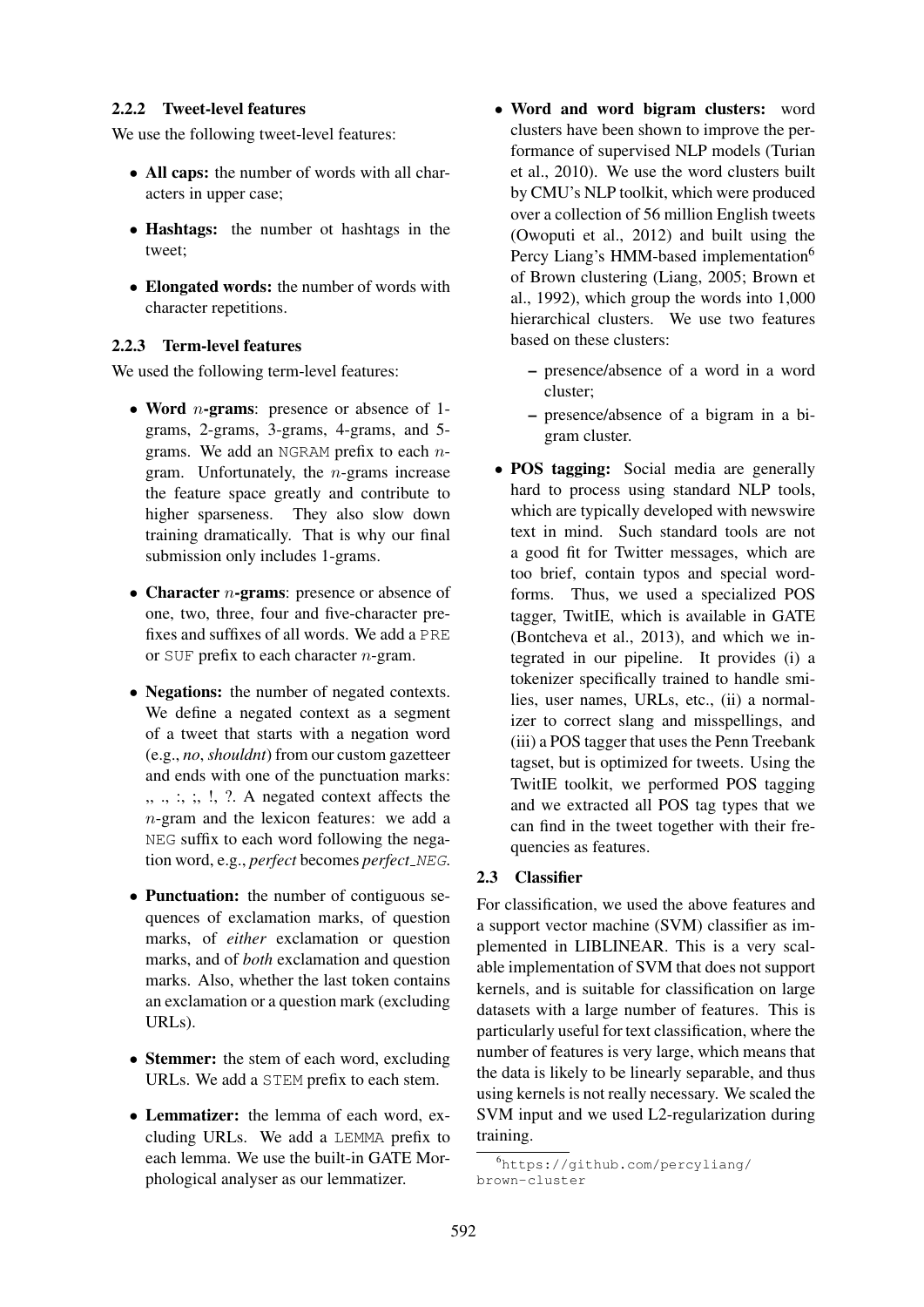#### 2.2.2 Tweet-level features

We use the following tweet-level features:

- **All caps:** the number of words with all characters in upper case;
- **Hashtags:** the number ot hashtags in the tweet;
- **Elongated words:** the number of words with character repetitions.

#### 2.2.3 Term-level features

We used the following term-level features:

- **Word $n$-grams**: presence or absence of 1-grams, 2-grams, 3-grams, 4-grams, and 5-grams. We add an `NGRAM` prefix to each $n$-gram. Unfortunately, the $n$-grams increase the feature space greatly and contribute to higher sparseness. They also slow down training dramatically. That is why our final submission only includes 1-grams.
- **Character $n$-grams**: presence or absence of one, two, three, four and five-character prefixes and suffixes of all words. We add a `PRE` or `SUF` prefix to each character $n$-gram.
- **Negations:** the number of negated contexts. We define a negated context as a segment of a tweet that starts with a negation word (e.g., *no*, *shouldnt*) from our custom gazetteer and ends with one of the punctuation marks: ,, ., :, ;, !, ?. A negated context affects the $n$-gram and the lexicon features: we add a `NEG` suffix to each word following the negation word, e.g., *perfect* becomes *perfect_NEG*.
- **Punctuation:** the number of contiguous sequences of exclamation marks, of question marks, of *either* exclamation or question marks, and of *both* exclamation and question marks. Also, whether the last token contains an exclamation or a question mark (excluding URLs).
- **Stemmer:** the stem of each word, excluding URLs. We add a `STEM` prefix to each stem.
- **Lemmatizer:** the lemma of each word, excluding URLs. We add a `LEMMA` prefix to each lemma. We use the built-in GATE Morphological analyser as our lemmatizer.
- **Word and word bigram clusters:** word clusters have been shown to improve the performance of supervised NLP models (Turian et al., 2010). We use the word clusters built by CMU's NLP toolkit, which were produced over a collection of 56 million English tweets (Owoputi et al., 2012) and built using the Percy Liang's HMM-based implementation[6] of Brown clustering (Liang, 2005; Brown et al., 1992), which group the words into 1,000 hierarchical clusters. We use two features based on these clusters:
  - presence/absence of a word in a word cluster;
  - presence/absence of a bigram in a bigram cluster.
- **POS tagging:** Social media are generally hard to process using standard NLP tools, which are typically developed with newswire text in mind. Such standard tools are not a good fit for Twitter messages, which are too brief, contain typos and special wordforms. Thus, we used a specialized POS tagger, TwitIE, which is available in GATE (Bontcheva et al., 2013), and which we integrated in our pipeline. It provides (i) a tokenizer specifically trained to handle smilies, user names, URLs, etc., (ii) a normalizer to correct slang and misspellings, and (iii) a POS tagger that uses the Penn Treebank tagset, but is optimized for tweets. Using the TwitIE toolkit, we performed POS tagging and we extracted all POS tag types that we can find in the tweet together with their frequencies as features.

### 2.3 Classifier

For classification, we used the above features and a support vector machine (SVM) classifier as implemented in LIBLINEAR. This is a very scalable implementation of SVM that does not support kernels, and is suitable for classification on large datasets with a large number of features. This is particularly useful for text classification, where the number of features is very large, which means that the data is likely to be linearly separable, and thus using kernels is not really necessary. We scaled the SVM input and we used L2-regularization during training.

[6] `https://github.com/percyliang/brown-cluster`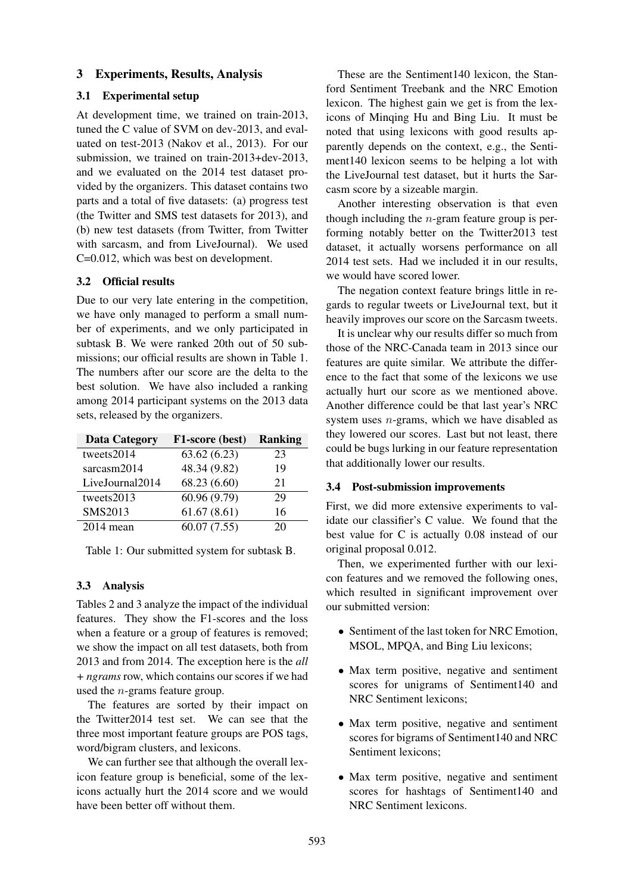## 3 Experiments, Results, Analysis

### 3.1 Experimental setup

At development time, we trained on train-2013, tuned the C value of SVM on dev-2013, and evaluated on test-2013 (Nakov et al., 2013). For our submission, we trained on train-2013+dev-2013, and we evaluated on the 2014 test dataset provided by the organizers. This dataset contains two parts and a total of five datasets: (a) progress test (the Twitter and SMS test datasets for 2013), and (b) new test datasets (from Twitter, from Twitter with sarcasm, and from LiveJournal). We used C=0.012, which was best on development.

### 3.2 Official results

Due to our very late entering in the competition, we have only managed to perform a small number of experiments, and we only participated in subtask B. We were ranked 20th out of 50 submissions; our official results are shown in Table 1. The numbers after our score are the delta to the best solution. We have also included a ranking among 2014 participant systems on the 2013 data sets, released by the organizers.

| Data Category | F1-score (best) | Ranking |
|---|---|---|
| tweets2014 | 63.62 (6.23) | 23 |
| sarcasm2014 | 48.34 (9.82) | 19 |
| LiveJournal2014 | 68.23 (6.60) | 21 |
| tweets2013 | 60.96 (9.79) | 29 |
| SMS2013 | 61.67 (8.61) | 16 |
| 2014 mean | 60.07 (7.55) | 20 |

Table 1: Our submitted system for subtask B.

### 3.3 Analysis

Tables 2 and 3 analyze the impact of the individual features. They show the F1-scores and the loss when a feature or a group of features is removed; we show the impact on all test datasets, both from 2013 and from 2014. The exception here is the *all + ngrams* row, which contains our scores if we had used the $n$-grams feature group.

The features are sorted by their impact on the Twitter2014 test set. We can see that the three most important feature groups are POS tags, word/bigram clusters, and lexicons.

We can further see that although the overall lexicon feature group is beneficial, some of the lexicons actually hurt the 2014 score and we would have been better off without them.

These are the Sentiment140 lexicon, the Stanford Sentiment Treebank and the NRC Emotion lexicon. The highest gain we get is from the lexicons of Minqing Hu and Bing Liu. It must be noted that using lexicons with good results apparently depends on the context, e.g., the Sentiment140 lexicon seems to be helping a lot with the LiveJournal test dataset, but it hurts the Sarcasm score by a sizeable margin.

Another interesting observation is that even though including the $n$-gram feature group is performing notably better on the Twitter2013 test dataset, it actually worsens performance on all 2014 test sets. Had we included it in our results, we would have scored lower.

The negation context feature brings little in regards to regular tweets or LiveJournal text, but it heavily improves our score on the Sarcasm tweets.

It is unclear why our results differ so much from those of the NRC-Canada team in 2013 since our features are quite similar. We attribute the difference to the fact that some of the lexicons we use actually hurt our score as we mentioned above. Another difference could be that last year's NRC system uses $n$-grams, which we have disabled as they lowered our scores. Last but not least, there could be bugs lurking in our feature representation that additionally lower our results.

### 3.4 Post-submission improvements

First, we did more extensive experiments to validate our classifier's C value. We found that the best value for C is actually 0.08 instead of our original proposal 0.012.

Then, we experimented further with our lexicon features and we removed the following ones, which resulted in significant improvement over our submitted version:

- Sentiment of the last token for NRC Emotion, MSOL, MPQA, and Bing Liu lexicons;
- Max term positive, negative and sentiment scores for unigrams of Sentiment140 and NRC Sentiment lexicons;
- Max term positive, negative and sentiment scores for bigrams of Sentiment140 and NRC Sentiment lexicons;
- Max term positive, negative and sentiment scores for hashtags of Sentiment140 and NRC Sentiment lexicons.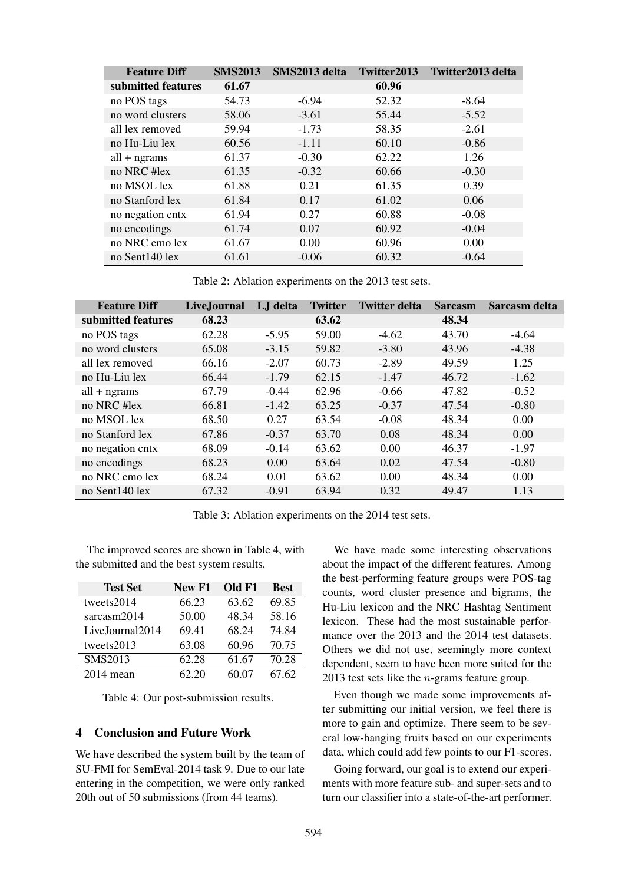| Feature Diff | SMS2013 | SMS2013 delta | Twitter2013 | Twitter2013 delta |
|---|---|---|---|---|
| **submitted features** | **61.67** | | **60.96** | |
| no POS tags | 54.73 | -6.94 | 52.32 | -8.64 |
| no word clusters | 58.06 | -3.61 | 55.44 | -5.52 |
| all lex removed | 59.94 | -1.73 | 58.35 | -2.61 |
| no Hu-Liu lex | 60.56 | -1.11 | 60.10 | -0.86 |
| all + ngrams | 61.37 | -0.30 | 62.22 | 1.26 |
| no NRC #lex | 61.35 | -0.32 | 60.66 | -0.30 |
| no MSOL lex | 61.88 | 0.21 | 61.35 | 0.39 |
| no Stanford lex | 61.84 | 0.17 | 61.02 | 0.06 |
| no negation cntx | 61.94 | 0.27 | 60.88 | -0.08 |
| no encodings | 61.74 | 0.07 | 60.92 | -0.04 |
| no NRC emo lex | 61.67 | 0.00 | 60.96 | 0.00 |
| no Sent140 lex | 61.61 | -0.06 | 60.32 | -0.64 |

Table 2: Ablation experiments on the 2013 test sets.

| Feature Diff | LiveJournal | LJ delta | Twitter | Twitter delta | Sarcasm | Sarcasm delta |
|---|---|---|---|---|---|---|
| **submitted features** | **68.23** | | **63.62** | | **48.34** | |
| no POS tags | 62.28 | -5.95 | 59.00 | -4.62 | 43.70 | -4.64 |
| no word clusters | 65.08 | -3.15 | 59.82 | -3.80 | 43.96 | -4.38 |
| all lex removed | 66.16 | -2.07 | 60.73 | -2.89 | 49.59 | 1.25 |
| no Hu-Liu lex | 66.44 | -1.79 | 62.15 | -1.47 | 46.72 | -1.62 |
| all + ngrams | 67.79 | -0.44 | 62.96 | -0.66 | 47.82 | -0.52 |
| no NRC #lex | 66.81 | -1.42 | 63.25 | -0.37 | 47.54 | -0.80 |
| no MSOL lex | 68.50 | 0.27 | 63.54 | -0.08 | 48.34 | 0.00 |
| no Stanford lex | 67.86 | -0.37 | 63.70 | 0.08 | 48.34 | 0.00 |
| no negation cntx | 68.09 | -0.14 | 63.62 | 0.00 | 46.37 | -1.97 |
| no encodings | 68.23 | 0.00 | 63.64 | 0.02 | 47.54 | -0.80 |
| no NRC emo lex | 68.24 | 0.01 | 63.62 | 0.00 | 48.34 | 0.00 |
| no Sent140 lex | 67.32 | -0.91 | 63.94 | 0.32 | 49.47 | 1.13 |

Table 3: Ablation experiments on the 2014 test sets.

The improved scores are shown in Table 4, with the submitted and the best system results.

| Test Set | New F1 | Old F1 | Best |
|---|---|---|---|
| tweets2014 | 66.23 | 63.62 | 69.85 |
| sarcasm2014 | 50.00 | 48.34 | 58.16 |
| LiveJournal2014 | 69.41 | 68.24 | 74.84 |
| tweets2013 | 63.08 | 60.96 | 70.75 |
| SMS2013 | 62.28 | 61.67 | 70.28 |
| 2014 mean | 62.20 | 60.07 | 67.62 |

Table 4: Our post-submission results.

## 4 Conclusion and Future Work

We have described the system built by the team of SU-FMI for SemEval-2014 task 9. Due to our late entering in the competition, we were only ranked 20th out of 50 submissions (from 44 teams).

We have made some interesting observations about the impact of the different features. Among the best-performing feature groups were POS-tag counts, word cluster presence and bigrams, the Hu-Liu lexicon and the NRC Hashtag Sentiment lexicon. These had the most sustainable performance over the 2013 and the 2014 test datasets. Others we did not use, seemingly more context dependent, seem to have been more suited for the 2013 test sets like the $n$-grams feature group.

Even though we made some improvements after submitting our initial version, we feel there is more to gain and optimize. There seem to be several low-hanging fruits based on our experiments data, which could add few points to our F1-scores.

Going forward, our goal is to extend our experiments with more feature sub- and super-sets and to turn our classifier into a state-of-the-art performer.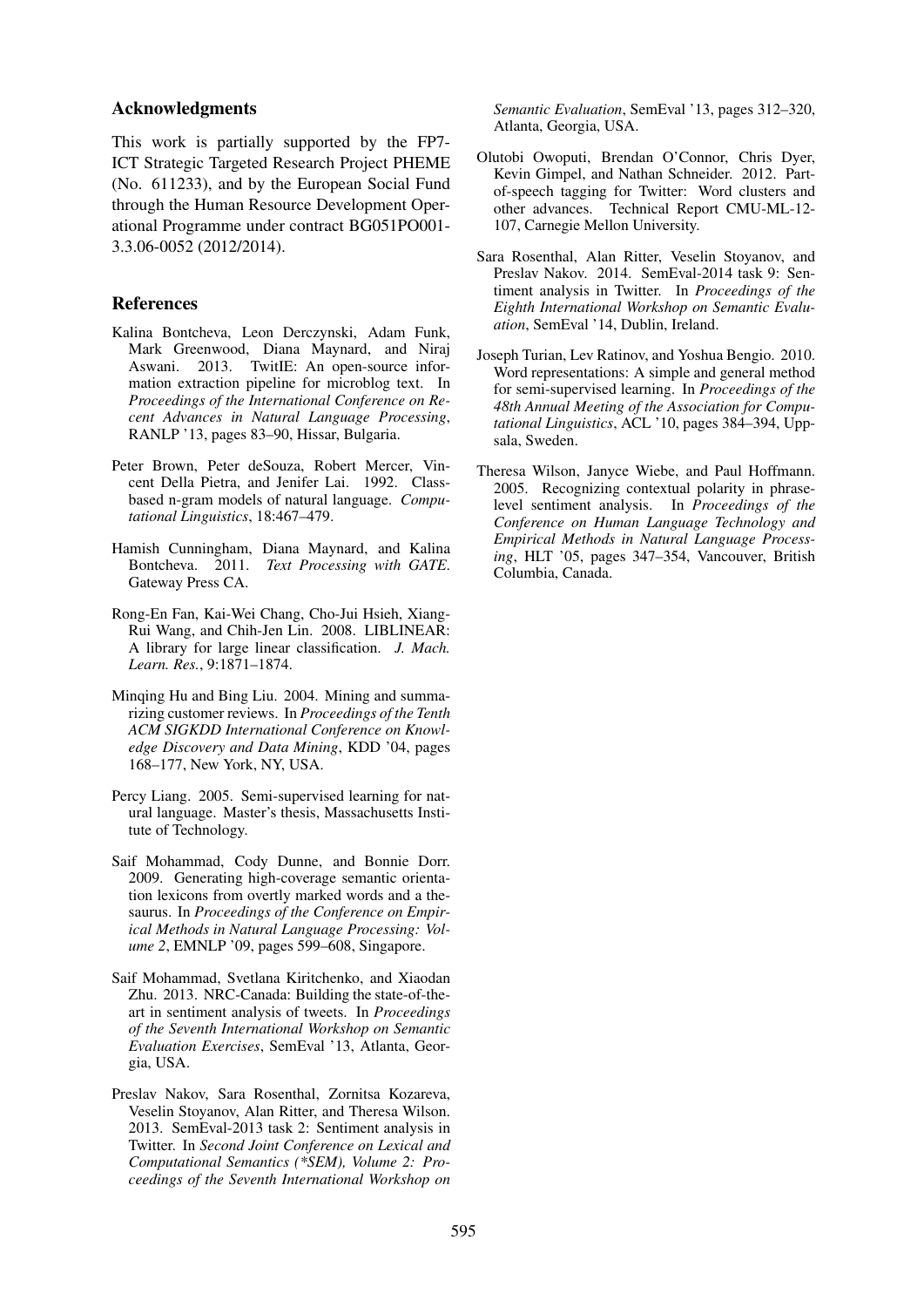## Acknowledgments

This work is partially supported by the FP7-ICT Strategic Targeted Research Project PHEME (No. 611233), and by the European Social Fund through the Human Resource Development Operational Programme under contract BG051PO001-3.3.06-0052 (2012/2014).

## References

Kalina Bontcheva, Leon Derczynski, Adam Funk, Mark Greenwood, Diana Maynard, and Niraj Aswani. 2013. TwitIE: An open-source information extraction pipeline for microblog text. In *Proceedings of the International Conference on Recent Advances in Natural Language Processing*, RANLP '13, pages 83–90, Hissar, Bulgaria.

Peter Brown, Peter deSouza, Robert Mercer, Vincent Della Pietra, and Jenifer Lai. 1992. Class-based n-gram models of natural language. *Computational Linguistics*, 18:467–479.

Hamish Cunningham, Diana Maynard, and Kalina Bontcheva. 2011. *Text Processing with GATE*. Gateway Press CA.

Rong-En Fan, Kai-Wei Chang, Cho-Jui Hsieh, Xiang-Rui Wang, and Chih-Jen Lin. 2008. LIBLINEAR: A library for large linear classification. *J. Mach. Learn. Res.*, 9:1871–1874.

Minqing Hu and Bing Liu. 2004. Mining and summarizing customer reviews. In *Proceedings of the Tenth ACM SIGKDD International Conference on Knowledge Discovery and Data Mining*, KDD '04, pages 168–177, New York, NY, USA.

Percy Liang. 2005. Semi-supervised learning for natural language. Master's thesis, Massachusetts Institute of Technology.

Saif Mohammad, Cody Dunne, and Bonnie Dorr. 2009. Generating high-coverage semantic orientation lexicons from overtly marked words and a thesaurus. In *Proceedings of the Conference on Empirical Methods in Natural Language Processing: Volume 2*, EMNLP '09, pages 599–608, Singapore.

Saif Mohammad, Svetlana Kiritchenko, and Xiaodan Zhu. 2013. NRC-Canada: Building the state-of-the-art in sentiment analysis of tweets. In *Proceedings of the Seventh International Workshop on Semantic Evaluation Exercises*, SemEval '13, Atlanta, Georgia, USA.

Preslav Nakov, Sara Rosenthal, Zornitsa Kozareva, Veselin Stoyanov, Alan Ritter, and Theresa Wilson. 2013. SemEval-2013 task 2: Sentiment analysis in Twitter. In *Second Joint Conference on Lexical and Computational Semantics (\*SEM), Volume 2: Proceedings of the Seventh International Workshop on Semantic Evaluation*, SemEval '13, pages 312–320, Atlanta, Georgia, USA.

Olutobi Owoputi, Brendan O'Connor, Chris Dyer, Kevin Gimpel, and Nathan Schneider. 2012. Part-of-speech tagging for Twitter: Word clusters and other advances. Technical Report CMU-ML-12-107, Carnegie Mellon University.

Sara Rosenthal, Alan Ritter, Veselin Stoyanov, and Preslav Nakov. 2014. SemEval-2014 task 9: Sentiment analysis in Twitter. In *Proceedings of the Eighth International Workshop on Semantic Evaluation*, SemEval '14, Dublin, Ireland.

Joseph Turian, Lev Ratinov, and Yoshua Bengio. 2010. Word representations: A simple and general method for semi-supervised learning. In *Proceedings of the 48th Annual Meeting of the Association for Computational Linguistics*, ACL '10, pages 384–394, Uppsala, Sweden.

Theresa Wilson, Janyce Wiebe, and Paul Hoffmann. 2005. Recognizing contextual polarity in phrase-level sentiment analysis. In *Proceedings of the Conference on Human Language Technology and Empirical Methods in Natural Language Processing*, HLT '05, pages 347–354, Vancouver, British Columbia, Canada.